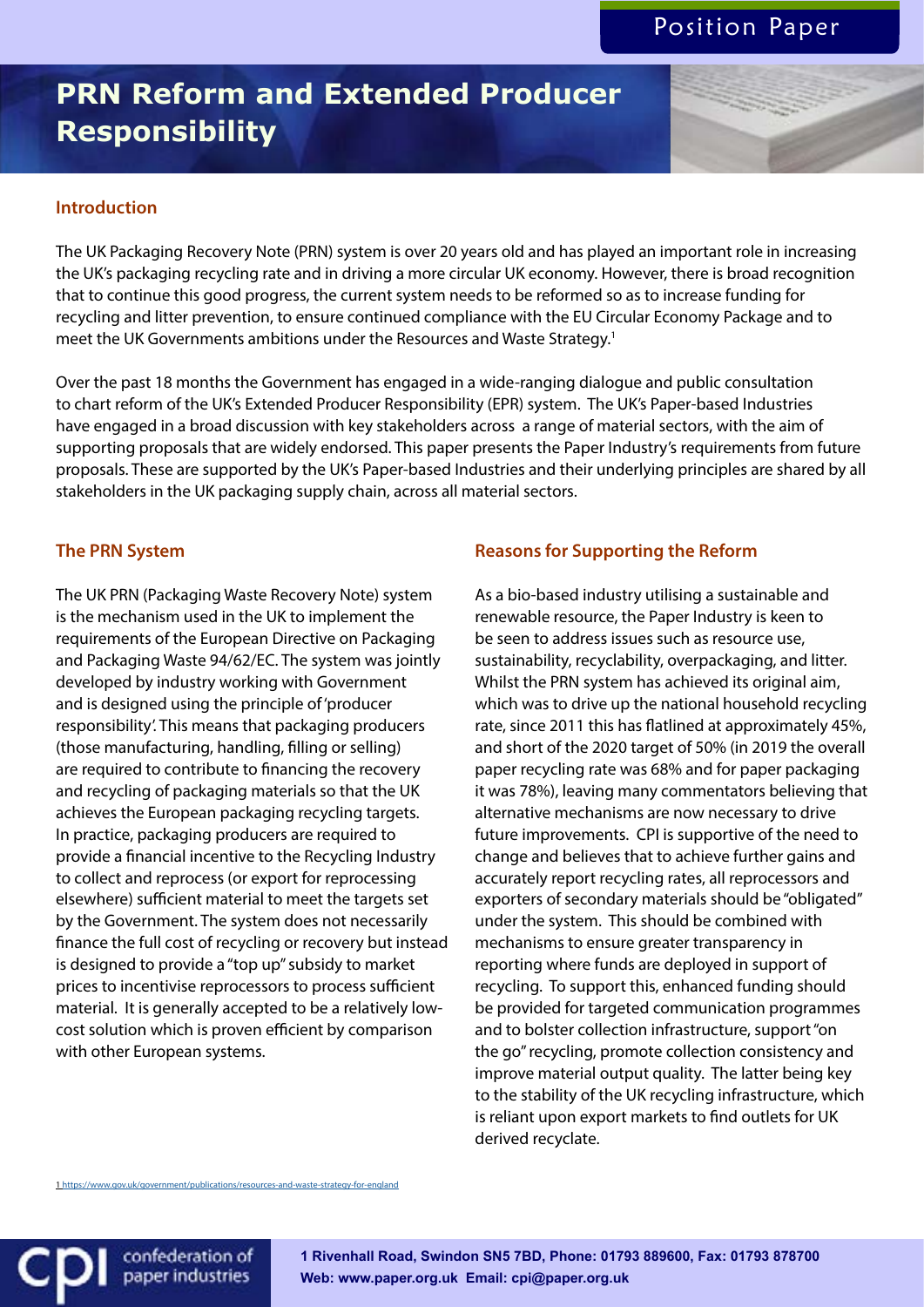Position Paper

# PRN Reform and Extended Producer Responsibility

## Introduction

The UK Packaging Recovery Note (PRN) system is over 20 years old and has played an important role in increasing the UK's packaging recycling rate and in driving a more circular UK economy. However, there is broad recognition that to continue this good progress, the current system needs to be reformed so as to increase funding for recycling and litter prevention, to ensure continued compliance with the EU Circular Economy Package and to meet the UK Governments ambitions under the Resources and Waste Strategy.[1]

Over the past 18 months the Government has engaged in a wide-ranging dialogue and public consultation to chart reform of the UK's Extended Producer Responsibility (EPR) system. The UK's Paper-based Industries have engaged in a broad discussion with key stakeholders across a range of material sectors, with the aim of supporting proposals that are widely endorsed. This paper presents the Paper Industry's requirements from future proposals. These are supported by the UK's Paper-based Industries and their underlying principles are shared by all stakeholders in the UK packaging supply chain, across all material sectors.

## The PRN System

The UK PRN (Packaging Waste Recovery Note) system is the mechanism used in the UK to implement the requirements of the European Directive on Packaging and Packaging Waste 94/62/EC. The system was jointly developed by industry working with Government and is designed using the principle of 'producer responsibility'. This means that packaging producers (those manufacturing, handling, filling or selling) are required to contribute to financing the recovery and recycling of packaging materials so that the UK achieves the European packaging recycling targets. In practice, packaging producers are required to provide a financial incentive to the Recycling Industry to collect and reprocess (or export for reprocessing elsewhere) sufficient material to meet the targets set by the Government. The system does not necessarily finance the full cost of recycling or recovery but instead is designed to provide a "top up" subsidy to market prices to incentivise reprocessors to process sufficient material. It is generally accepted to be a relatively low-cost solution which is proven efficient by comparison with other European systems.

## Reasons for Supporting the Reform

As a bio-based industry utilising a sustainable and renewable resource, the Paper Industry is keen to be seen to address issues such as resource use, sustainability, recyclability, overpackaging, and litter. Whilst the PRN system has achieved its original aim, which was to drive up the national household recycling rate, since 2011 this has flatlined at approximately 45%, and short of the 2020 target of 50% (in 2019 the overall paper recycling rate was 68% and for paper packaging it was 78%), leaving many commentators believing that alternative mechanisms are now necessary to drive future improvements. CPI is supportive of the need to change and believes that to achieve further gains and accurately report recycling rates, all reprocessors and exporters of secondary materials should be "obligated" under the system. This should be combined with mechanisms to ensure greater transparency in reporting where funds are deployed in support of recycling. To support this, enhanced funding should be provided for targeted communication programmes and to bolster collection infrastructure, support "on the go" recycling, promote collection consistency and improve material output quality. The latter being key to the stability of the UK recycling infrastructure, which is reliant upon export markets to find outlets for UK derived recyclate.

[1] https://www.gov.uk/government/publications/resources-and-waste-strategy-for-england

confederation of paper industries

1 Rivenhall Road, Swindon SN5 7BD, Phone: 01793 889600, Fax: 01793 878700
Web: www.paper.org.uk Email: cpi@paper.org.uk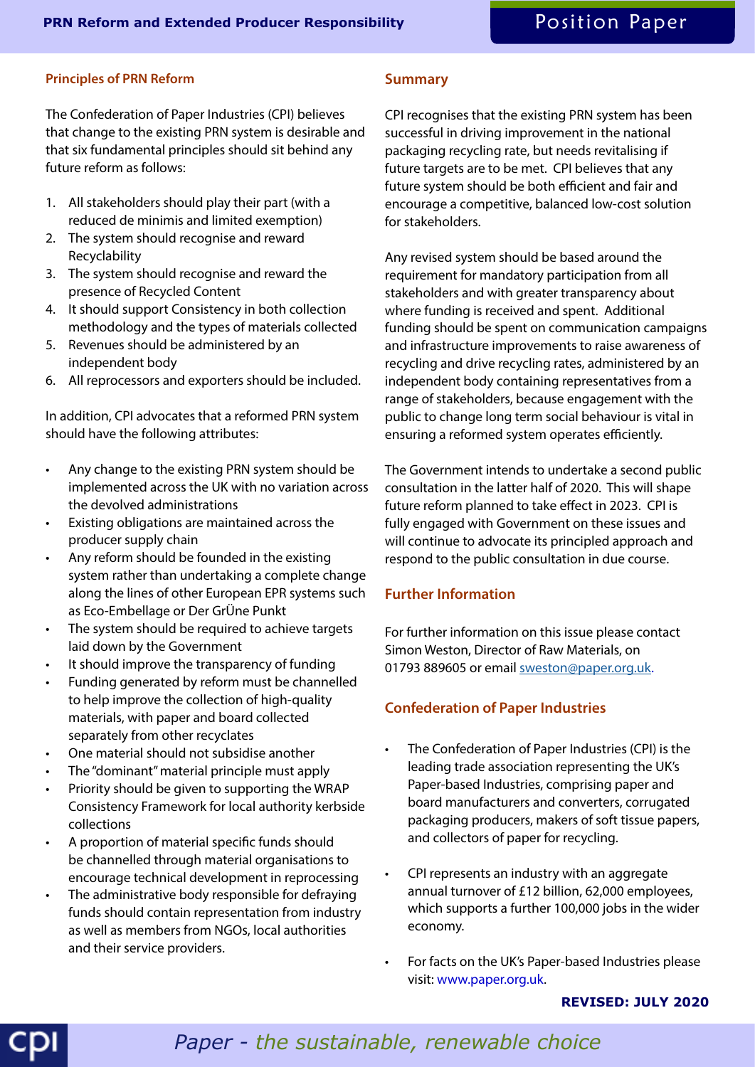## Principles of PRN Reform

The Confederation of Paper Industries (CPI) believes that change to the existing PRN system is desirable and that six fundamental principles should sit behind any future reform as follows:

1. All stakeholders should play their part (with a reduced de minimis and limited exemption)
2. The system should recognise and reward Recyclability
3. The system should recognise and reward the presence of Recycled Content
4. It should support Consistency in both collection methodology and the types of materials collected
5. Revenues should be administered by an independent body
6. All reprocessors and exporters should be included.

In addition, CPI advocates that a reformed PRN system should have the following attributes:

- Any change to the existing PRN system should be implemented across the UK with no variation across the devolved administrations
- Existing obligations are maintained across the producer supply chain
- Any reform should be founded in the existing system rather than undertaking a complete change along the lines of other European EPR systems such as Eco-Embellage or Der GrÜne Punkt
- The system should be required to achieve targets laid down by the Government
- It should improve the transparency of funding
- Funding generated by reform must be channelled to help improve the collection of high-quality materials, with paper and board collected separately from other recyclates
- One material should not subsidise another
- The "dominant" material principle must apply
- Priority should be given to supporting the WRAP Consistency Framework for local authority kerbside collections
- A proportion of material specific funds should be channelled through material organisations to encourage technical development in reprocessing
- The administrative body responsible for defraying funds should contain representation from industry as well as members from NGOs, local authorities and their service providers.

## Summary

CPI recognises that the existing PRN system has been successful in driving improvement in the national packaging recycling rate, but needs revitalising if future targets are to be met. CPI believes that any future system should be both efficient and fair and encourage a competitive, balanced low-cost solution for stakeholders.

Any revised system should be based around the requirement for mandatory participation from all stakeholders and with greater transparency about where funding is received and spent. Additional funding should be spent on communication campaigns and infrastructure improvements to raise awareness of recycling and drive recycling rates, administered by an independent body containing representatives from a range of stakeholders, because engagement with the public to change long term social behaviour is vital in ensuring a reformed system operates efficiently.

The Government intends to undertake a second public consultation in the latter half of 2020. This will shape future reform planned to take effect in 2023. CPI is fully engaged with Government on these issues and will continue to advocate its principled approach and respond to the public consultation in due course.

## Further Information

For further information on this issue please contact Simon Weston, Director of Raw Materials, on 01793 889605 or email sweston@paper.org.uk.

## Confederation of Paper Industries

- The Confederation of Paper Industries (CPI) is the leading trade association representing the UK's Paper-based Industries, comprising paper and board manufacturers and converters, corrugated packaging producers, makers of soft tissue papers, and collectors of paper for recycling.
- CPI represents an industry with an aggregate annual turnover of £12 billion, 62,000 employees, which supports a further 100,000 jobs in the wider economy.
- For facts on the UK's Paper-based Industries please visit: www.paper.org.uk.

**REVISED: JULY 2020**